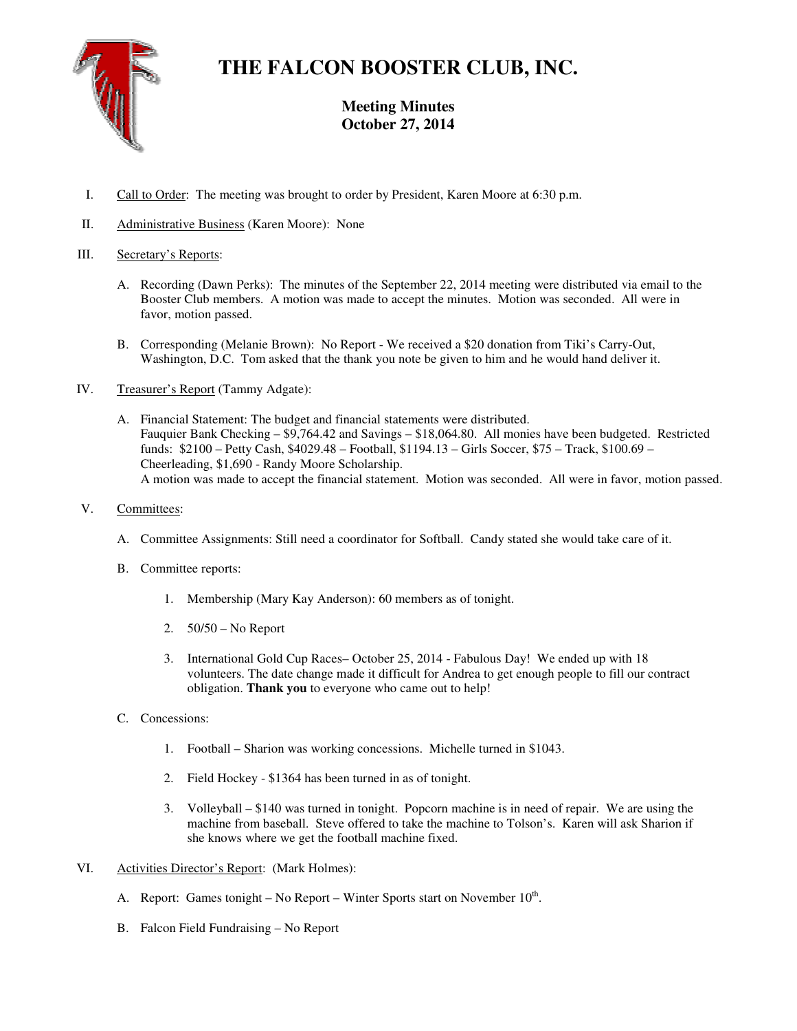# THE FALCON BOOSTER CLUB, INC.

**Meeting Minutes**
**October 27, 2014**

I. Call to Order: The meeting was brought to order by President, Karen Moore at 6:30 p.m.

II. Administrative Business (Karen Moore): None

III. Secretary's Reports:

A. Recording (Dawn Perks): The minutes of the September 22, 2014 meeting were distributed via email to the Booster Club members. A motion was made to accept the minutes. Motion was seconded. All were in favor, motion passed.

B. Corresponding (Melanie Brown): No Report - We received a $20 donation from Tiki's Carry-Out, Washington, D.C. Tom asked that the thank you note be given to him and he would hand deliver it.

IV. Treasurer's Report (Tammy Adgate):

A. Financial Statement: The budget and financial statements were distributed.
Fauquier Bank Checking – $9,764.42 and Savings – $18,064.80. All monies have been budgeted. Restricted funds: $2100 – Petty Cash, $4029.48 – Football, $1194.13 – Girls Soccer, $75 – Track, $100.69 – Cheerleading, $1,690 - Randy Moore Scholarship.
A motion was made to accept the financial statement. Motion was seconded. All were in favor, motion passed.

V. Committees:

A. Committee Assignments: Still need a coordinator for Softball. Candy stated she would take care of it.

B. Committee reports:

1. Membership (Mary Kay Anderson): 60 members as of tonight.

2. 50/50 – No Report

3. International Gold Cup Races– October 25, 2014 - Fabulous Day! We ended up with 18 volunteers. The date change made it difficult for Andrea to get enough people to fill our contract obligation. **Thank you** to everyone who came out to help!

C. Concessions:

1. Football – Sharion was working concessions. Michelle turned in $1043.

2. Field Hockey - $1364 has been turned in as of tonight.

3. Volleyball – $140 was turned in tonight. Popcorn machine is in need of repair. We are using the machine from baseball. Steve offered to take the machine to Tolson's. Karen will ask Sharion if she knows where we get the football machine fixed.

VI. Activities Director's Report: (Mark Holmes):

A. Report: Games tonight – No Report – Winter Sports start on November 10th.

B. Falcon Field Fundraising – No Report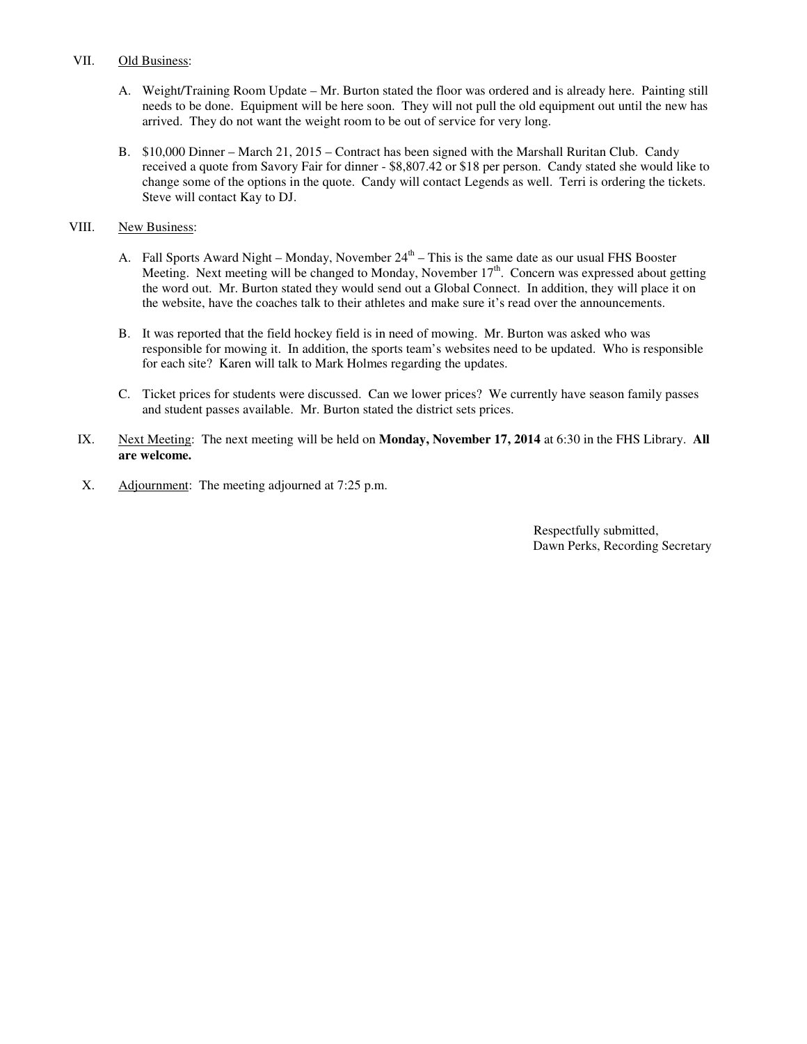VII. Old Business:

A. Weight/Training Room Update – Mr. Burton stated the floor was ordered and is already here. Painting still needs to be done. Equipment will be here soon. They will not pull the old equipment out until the new has arrived. They do not want the weight room to be out of service for very long.

B. $10,000 Dinner – March 21, 2015 – Contract has been signed with the Marshall Ruritan Club. Candy received a quote from Savory Fair for dinner - $8,807.42 or $18 per person. Candy stated she would like to change some of the options in the quote. Candy will contact Legends as well. Terri is ordering the tickets. Steve will contact Kay to DJ.

VIII. New Business:

A. Fall Sports Award Night – Monday, November 24th – This is the same date as our usual FHS Booster Meeting. Next meeting will be changed to Monday, November 17th. Concern was expressed about getting the word out. Mr. Burton stated they would send out a Global Connect. In addition, they will place it on the website, have the coaches talk to their athletes and make sure it's read over the announcements.

B. It was reported that the field hockey field is in need of mowing. Mr. Burton was asked who was responsible for mowing it. In addition, the sports team's websites need to be updated. Who is responsible for each site? Karen will talk to Mark Holmes regarding the updates.

C. Ticket prices for students were discussed. Can we lower prices? We currently have season family passes and student passes available. Mr. Burton stated the district sets prices.

IX. Next Meeting: The next meeting will be held on **Monday, November 17, 2014** at 6:30 in the FHS Library. **All are welcome.**

X. Adjournment: The meeting adjourned at 7:25 p.m.

Respectfully submitted,
Dawn Perks, Recording Secretary